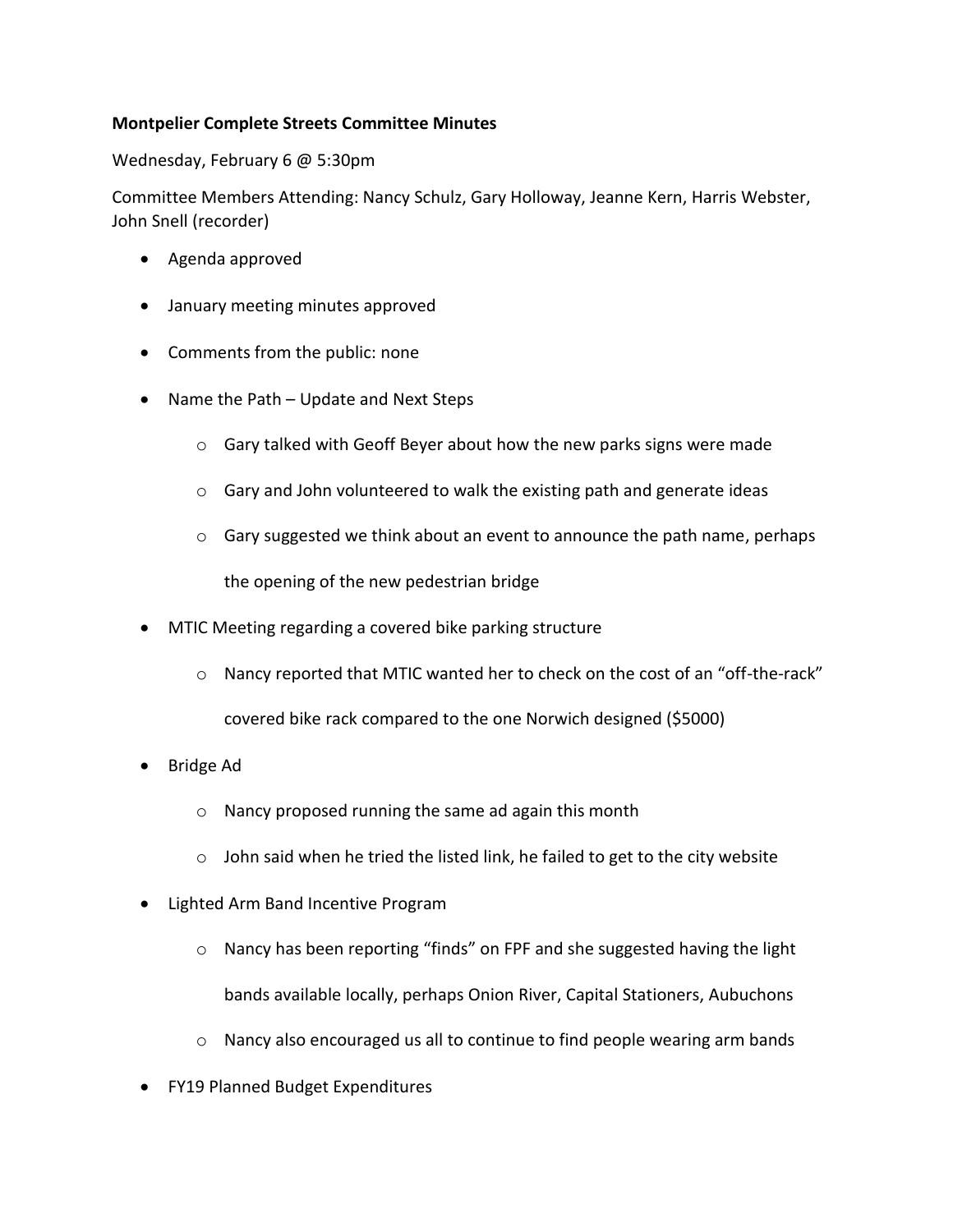**Montpelier Complete Streets Committee Minutes**

Wednesday, February 6 @ 5:30pm

Committee Members Attending: Nancy Schulz, Gary Holloway, Jeanne Kern, Harris Webster, John Snell (recorder)

- Agenda approved
- January meeting minutes approved
- Comments from the public: none
- Name the Path – Update and Next Steps
    - Gary talked with Geoff Beyer about how the new parks signs were made
    - Gary and John volunteered to walk the existing path and generate ideas
    - Gary suggested we think about an event to announce the path name, perhaps the opening of the new pedestrian bridge
- MTIC Meeting regarding a covered bike parking structure
    - Nancy reported that MTIC wanted her to check on the cost of an "off-the-rack" covered bike rack compared to the one Norwich designed ($5000)
- Bridge Ad
    - Nancy proposed running the same ad again this month
    - John said when he tried the listed link, he failed to get to the city website
- Lighted Arm Band Incentive Program
    - Nancy has been reporting "finds" on FPF and she suggested having the light bands available locally, perhaps Onion River, Capital Stationers, Aubuchons
    - Nancy also encouraged us all to continue to find people wearing arm bands
- FY19 Planned Budget Expenditures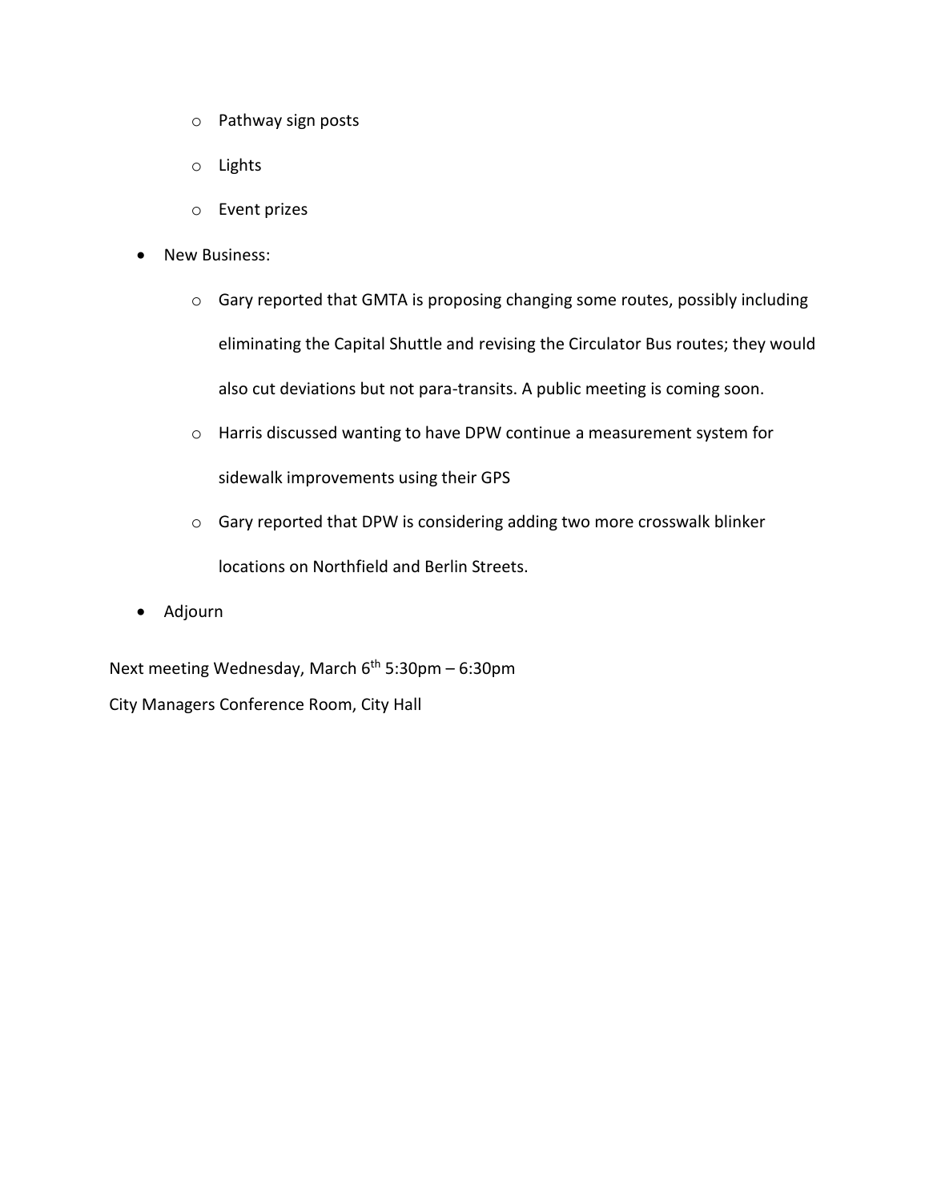- Pathway sign posts
  - Lights
  - Event prizes
- New Business:
  - Gary reported that GMTA is proposing changing some routes, possibly including eliminating the Capital Shuttle and revising the Circulator Bus routes; they would also cut deviations but not para-transits. A public meeting is coming soon.
  - Harris discussed wanting to have DPW continue a measurement system for sidewalk improvements using their GPS
  - Gary reported that DPW is considering adding two more crosswalk blinker locations on Northfield and Berlin Streets.
- Adjourn

Next meeting Wednesday, March 6th 5:30pm – 6:30pm

City Managers Conference Room, City Hall